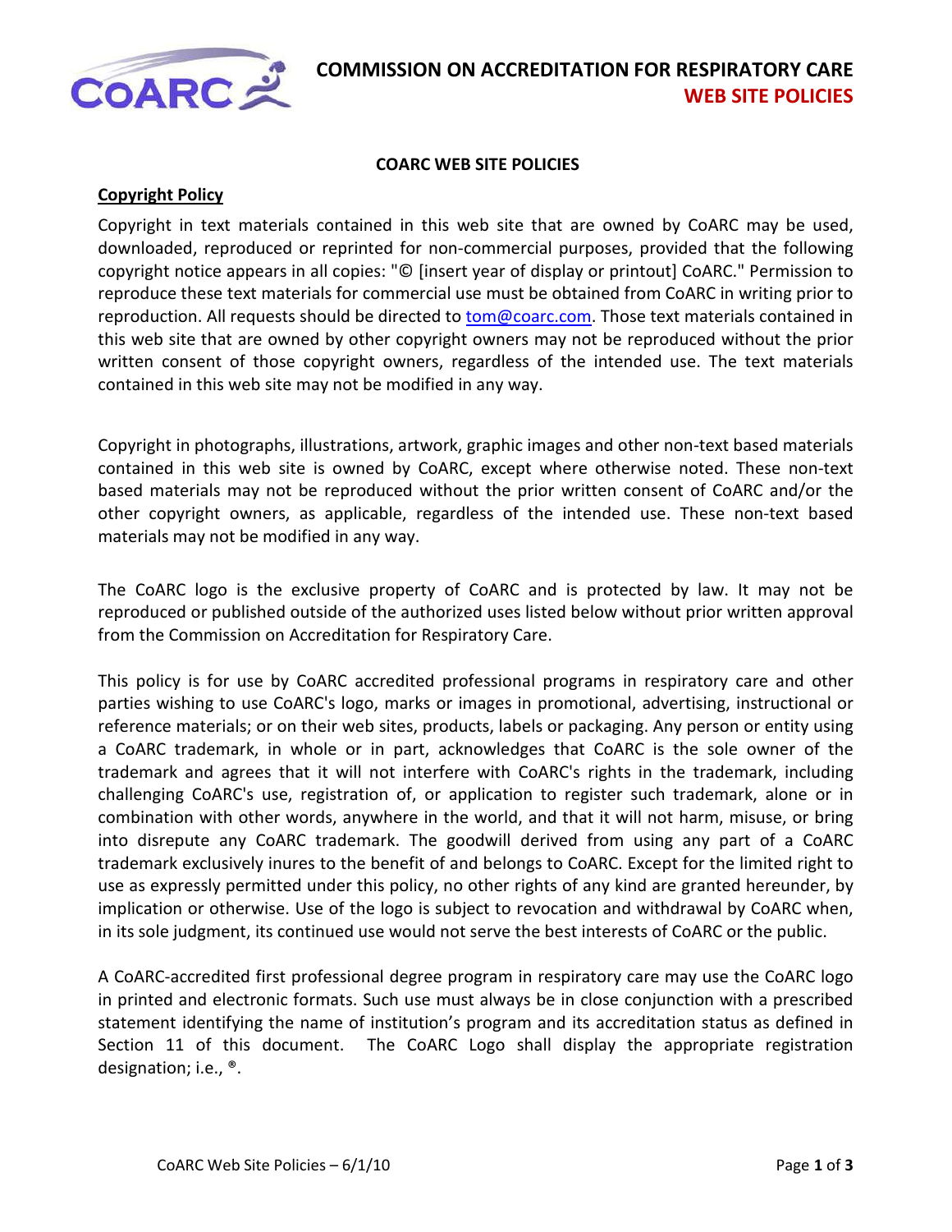# COMMISSION ON ACCREDITATION FOR RESPIRATORY CARE

## WEB SITE POLICIES

### COARC WEB SITE POLICIES

**Copyright Policy**

Copyright in text materials contained in this web site that are owned by CoARC may be used, downloaded, reproduced or reprinted for non-commercial purposes, provided that the following copyright notice appears in all copies: "© [insert year of display or printout] CoARC." Permission to reproduce these text materials for commercial use must be obtained from CoARC in writing prior to reproduction. All requests should be directed to tom@coarc.com. Those text materials contained in this web site that are owned by other copyright owners may not be reproduced without the prior written consent of those copyright owners, regardless of the intended use. The text materials contained in this web site may not be modified in any way.

Copyright in photographs, illustrations, artwork, graphic images and other non-text based materials contained in this web site is owned by CoARC, except where otherwise noted. These non-text based materials may not be reproduced without the prior written consent of CoARC and/or the other copyright owners, as applicable, regardless of the intended use. These non-text based materials may not be modified in any way.

The CoARC logo is the exclusive property of CoARC and is protected by law. It may not be reproduced or published outside of the authorized uses listed below without prior written approval from the Commission on Accreditation for Respiratory Care.

This policy is for use by CoARC accredited professional programs in respiratory care and other parties wishing to use CoARC's logo, marks or images in promotional, advertising, instructional or reference materials; or on their web sites, products, labels or packaging. Any person or entity using a CoARC trademark, in whole or in part, acknowledges that CoARC is the sole owner of the trademark and agrees that it will not interfere with CoARC's rights in the trademark, including challenging CoARC's use, registration of, or application to register such trademark, alone or in combination with other words, anywhere in the world, and that it will not harm, misuse, or bring into disrepute any CoARC trademark. The goodwill derived from using any part of a CoARC trademark exclusively inures to the benefit of and belongs to CoARC. Except for the limited right to use as expressly permitted under this policy, no other rights of any kind are granted hereunder, by implication or otherwise. Use of the logo is subject to revocation and withdrawal by CoARC when, in its sole judgment, its continued use would not serve the best interests of CoARC or the public.

A CoARC-accredited first professional degree program in respiratory care may use the CoARC logo in printed and electronic formats. Such use must always be in close conjunction with a prescribed statement identifying the name of institution's program and its accreditation status as defined in Section 11 of this document. The CoARC Logo shall display the appropriate registration designation; i.e., ®.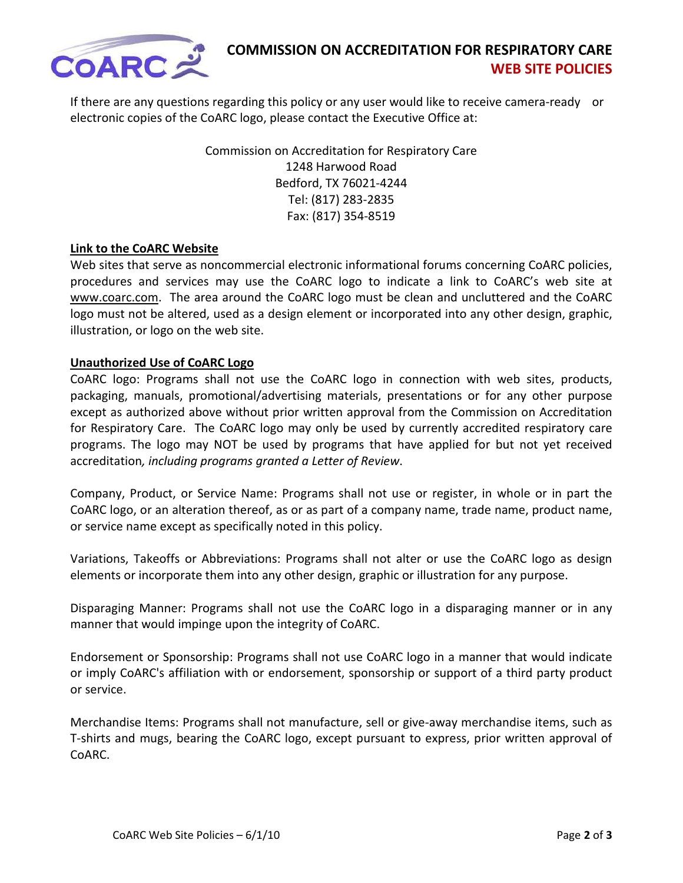If there are any questions regarding this policy or any user would like to receive camera-ready or electronic copies of the CoARC logo, please contact the Executive Office at:

Commission on Accreditation for Respiratory Care
1248 Harwood Road
Bedford, TX 76021-4244
Tel: (817) 283-2835
Fax: (817) 354-8519

**Link to the CoARC Website**

Web sites that serve as noncommercial electronic informational forums concerning CoARC policies, procedures and services may use the CoARC logo to indicate a link to CoARC's web site at www.coarc.com. The area around the CoARC logo must be clean and uncluttered and the CoARC logo must not be altered, used as a design element or incorporated into any other design, graphic, illustration, or logo on the web site.

**Unauthorized Use of CoARC Logo**

CoARC logo: Programs shall not use the CoARC logo in connection with web sites, products, packaging, manuals, promotional/advertising materials, presentations or for any other purpose except as authorized above without prior written approval from the Commission on Accreditation for Respiratory Care. The CoARC logo may only be used by currently accredited respiratory care programs. The logo may NOT be used by programs that have applied for but not yet received accreditation*, including programs granted a Letter of Review*.

Company, Product, or Service Name: Programs shall not use or register, in whole or in part the CoARC logo, or an alteration thereof, as or as part of a company name, trade name, product name, or service name except as specifically noted in this policy.

Variations, Takeoffs or Abbreviations: Programs shall not alter or use the CoARC logo as design elements or incorporate them into any other design, graphic or illustration for any purpose.

Disparaging Manner: Programs shall not use the CoARC logo in a disparaging manner or in any manner that would impinge upon the integrity of CoARC.

Endorsement or Sponsorship: Programs shall not use CoARC logo in a manner that would indicate or imply CoARC's affiliation with or endorsement, sponsorship or support of a third party product or service.

Merchandise Items: Programs shall not manufacture, sell or give-away merchandise items, such as T-shirts and mugs, bearing the CoARC logo, except pursuant to express, prior written approval of CoARC.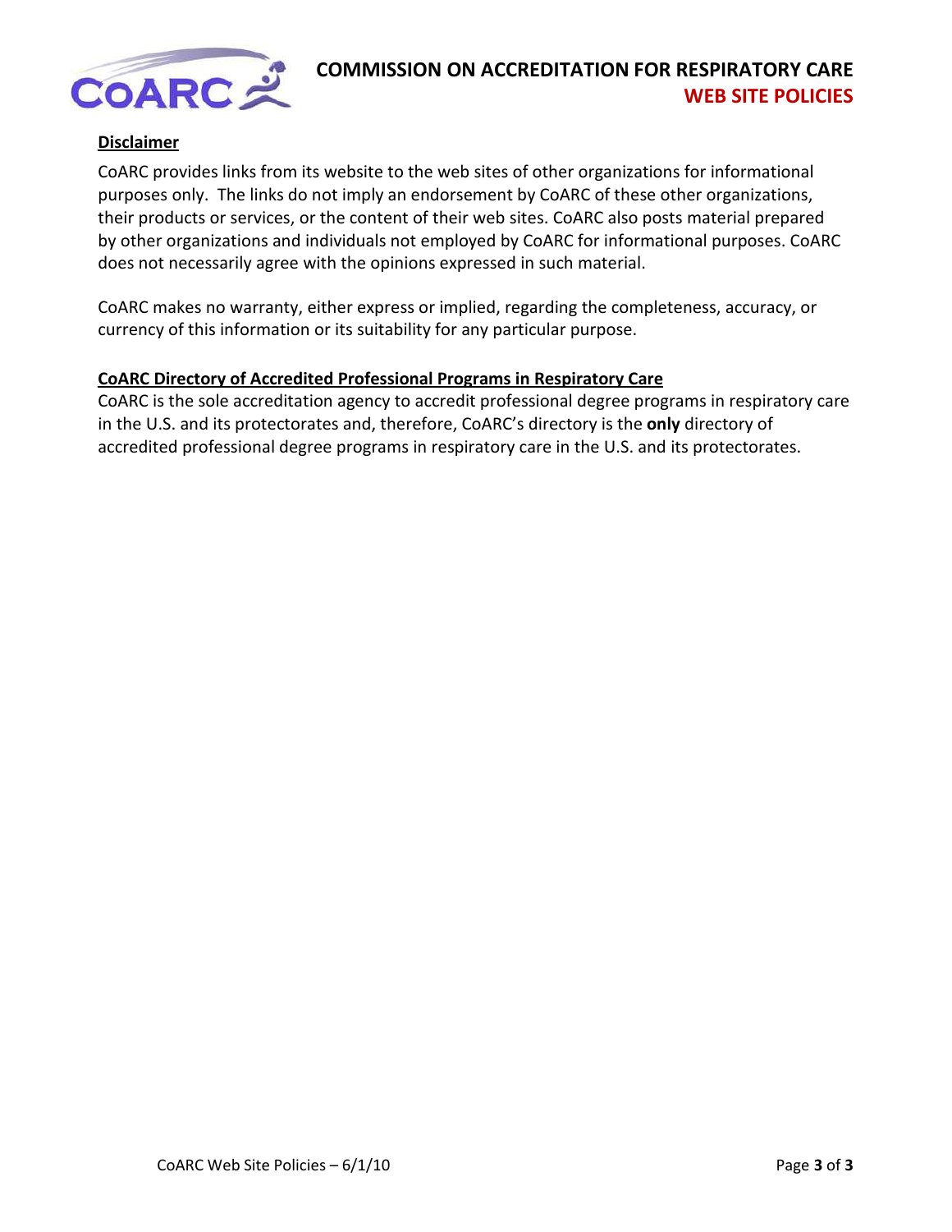## Disclaimer

CoARC provides links from its website to the web sites of other organizations for informational purposes only. The links do not imply an endorsement by CoARC of these other organizations, their products or services, or the content of their web sites. CoARC also posts material prepared by other organizations and individuals not employed by CoARC for informational purposes. CoARC does not necessarily agree with the opinions expressed in such material.

CoARC makes no warranty, either express or implied, regarding the completeness, accuracy, or currency of this information or its suitability for any particular purpose.

## CoARC Directory of Accredited Professional Programs in Respiratory Care

CoARC is the sole accreditation agency to accredit professional degree programs in respiratory care in the U.S. and its protectorates and, therefore, CoARC's directory is the **only** directory of accredited professional degree programs in respiratory care in the U.S. and its protectorates.